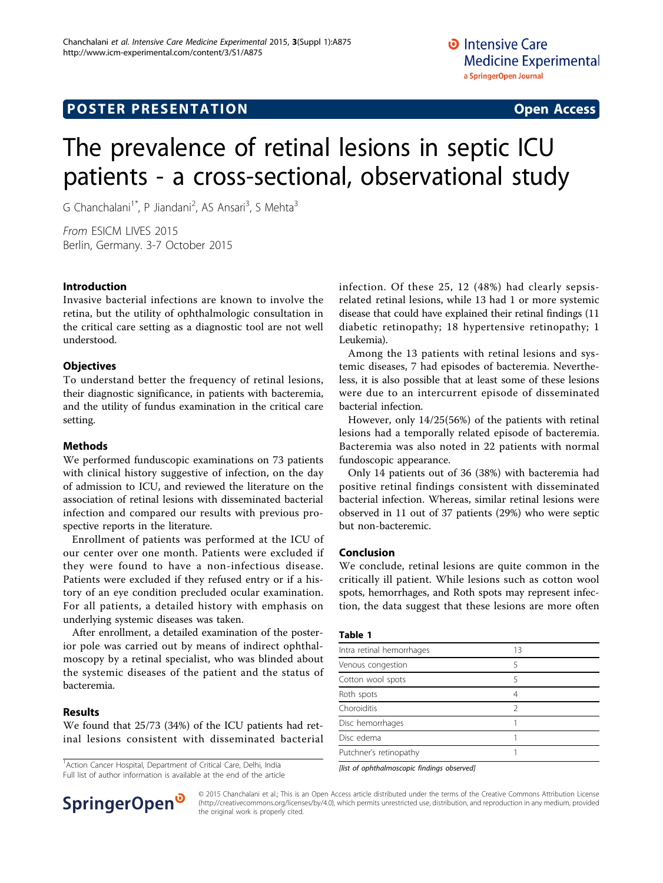POSTER PRESENTATION

Open Access

# The prevalence of retinal lesions in septic ICU patients - a cross-sectional, observational study

G Chanchalani[1*], P Jiandani[2], AS Ansari[3], S Mehta[3]

*From* ESICM LIVES 2015
Berlin, Germany. 3-7 October 2015

### Introduction

Invasive bacterial infections are known to involve the retina, but the utility of ophthalmologic consultation in the critical care setting as a diagnostic tool are not well understood.

### Objectives

To understand better the frequency of retinal lesions, their diagnostic significance, in patients with bacteremia, and the utility of fundus examination in the critical care setting.

### Methods

We performed funduscopic examinations on 73 patients with clinical history suggestive of infection, on the day of admission to ICU, and reviewed the literature on the association of retinal lesions with disseminated bacterial infection and compared our results with previous prospective reports in the literature.

Enrollment of patients was performed at the ICU of our center over one month. Patients were excluded if they were found to have a non-infectious disease. Patients were excluded if they refused entry or if a history of an eye condition precluded ocular examination. For all patients, a detailed history with emphasis on underlying systemic diseases was taken.

After enrollment, a detailed examination of the posterior pole was carried out by means of indirect ophthalmoscopy by a retinal specialist, who was blinded about the systemic diseases of the patient and the status of bacteremia.

### Results

We found that 25/73 (34%) of the ICU patients had retinal lesions consistent with disseminated bacterial infection. Of these 25, 12 (48%) had clearly sepsis-related retinal lesions, while 13 had 1 or more systemic disease that could have explained their retinal findings (11 diabetic retinopathy; 18 hypertensive retinopathy; 1 Leukemia).

Among the 13 patients with retinal lesions and systemic diseases, 7 had episodes of bacteremia. Nevertheless, it is also possible that at least some of these lesions were due to an intercurrent episode of disseminated bacterial infection.

However, only 14/25(56%) of the patients with retinal lesions had a temporally related episode of bacteremia. Bacteremia was also noted in 22 patients with normal fundoscopic appearance.

Only 14 patients out of 36 (38%) with bacteremia had positive retinal findings consistent with disseminated bacterial infection. Whereas, similar retinal lesions were observed in 11 out of 37 patients (29%) who were septic but non-bacteremic.

### Conclusion

We conclude, retinal lesions are quite common in the critically ill patient. While lesions such as cotton wool spots, hemorrhages, and Roth spots may represent infection, the data suggest that these lesions are more often

**Table 1**

| | |
|---|---|
| Intra retinal hemorrhages | 13 |
| Venous congestion | 5 |
| Cotton wool spots | 5 |
| Roth spots | 4 |
| Choroiditis | 2 |
| Disc hemorrhages | 1 |
| Disc edema | 1 |
| Putchner's retinopathy | 1 |

*[list of ophthalmoscopic findings observed]*

[1]Action Cancer Hospital, Department of Critical Care, Delhi, India
Full list of author information is available at the end of the article

© 2015 Chanchalani et al.; This is an Open Access article distributed under the terms of the Creative Commons Attribution License (http://creativecommons.org/licenses/by/4.0), which permits unrestricted use, distribution, and reproduction in any medium, provided the original work is properly cited.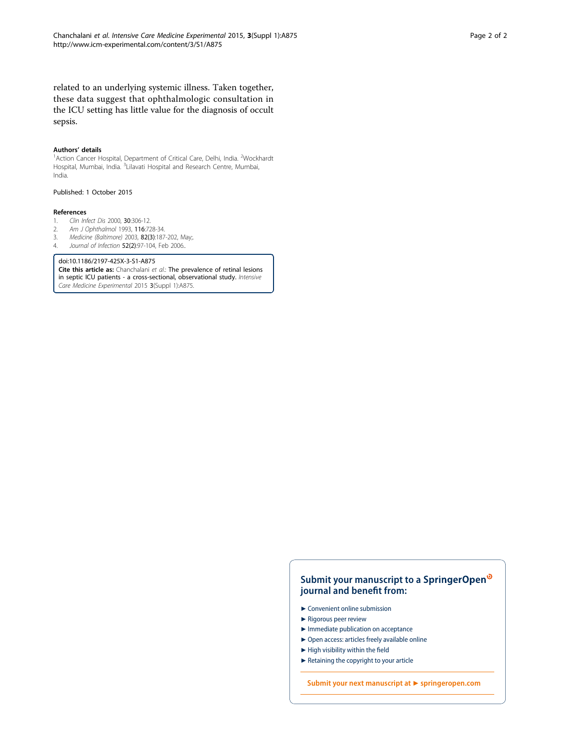related to an underlying systemic illness. Taken together, these data suggest that ophthalmologic consultation in the ICU setting has little value for the diagnosis of occult sepsis.

#### Authors' details

[1]Action Cancer Hospital, Department of Critical Care, Delhi, India. [2]Wockhardt Hospital, Mumbai, India. [3]Lilavati Hospital and Research Centre, Mumbai, India.

Published: 1 October 2015

#### References

1. *Clin Infect Dis* 2000, **30**:306-12.
2. *Am J Ophthalmol* 1993, **116**:728-34.
3. *Medicine (Baltimore)* 2003, **82(3)**:187-202, May;.
4. *Journal of Infection* **52(2)**:97-104, Feb 2006..

doi:10.1186/2197-425X-3-S1-A875
**Cite this article as:** Chanchalani *et al.*: The prevalence of retinal lesions in septic ICU patients - a cross-sectional, observational study. *Intensive Care Medicine Experimental* 2015 **3**(Suppl 1):A875.

**Submit your manuscript to a SpringerOpen journal and benefit from:**

- ► Convenient online submission
- ► Rigorous peer review
- ► Immediate publication on acceptance
- ► Open access: articles freely available online
- ► High visibility within the field
- ► Retaining the copyright to your article

**Submit your next manuscript at ► springeropen.com**